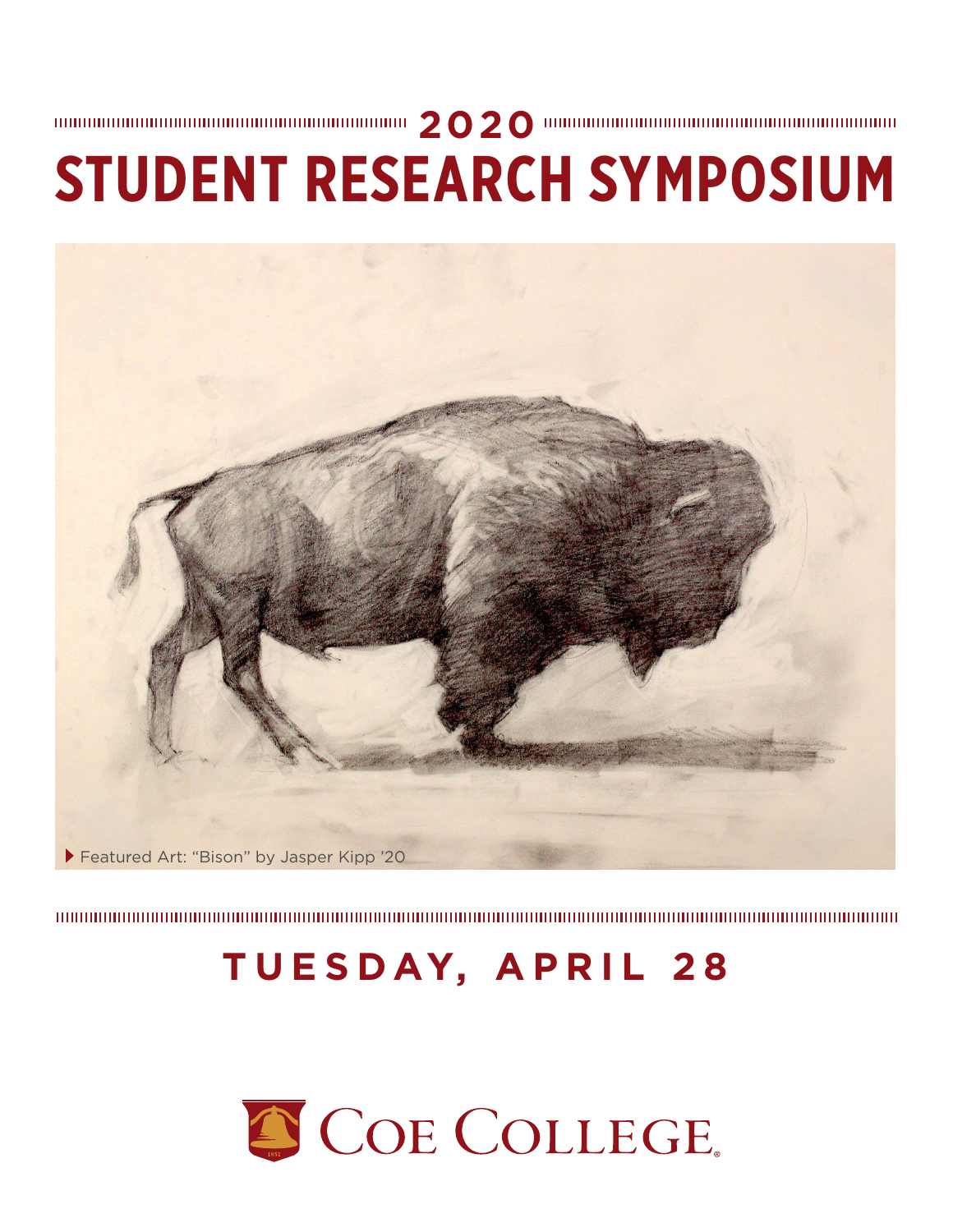# 2020 STUDENT RESEARCH SYMPOSIUM

Featured Art: "Bison" by Jasper Kipp '20

## TUESDAY, APRIL 28

COE COLLEGE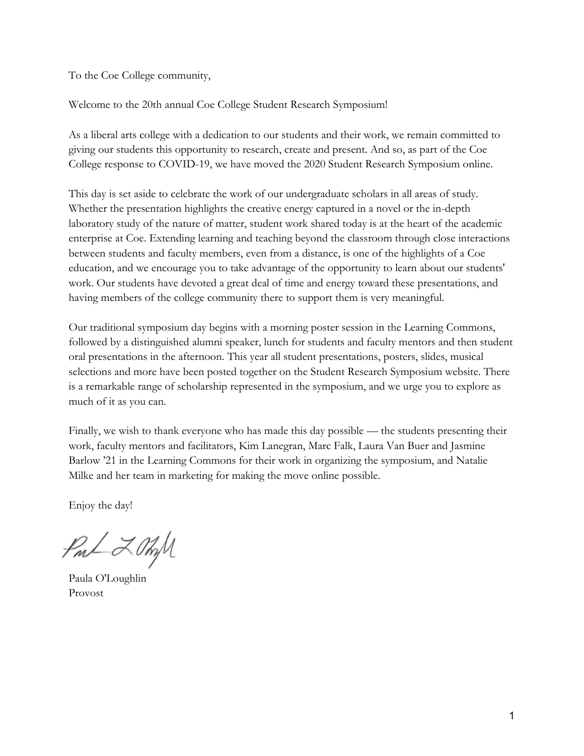To the Coe College community,

Welcome to the 20th annual Coe College Student Research Symposium!

As a liberal arts college with a dedication to our students and their work, we remain committed to giving our students this opportunity to research, create and present. And so, as part of the Coe College response to COVID-19, we have moved the 2020 Student Research Symposium online.

This day is set aside to celebrate the work of our undergraduate scholars in all areas of study. Whether the presentation highlights the creative energy captured in a novel or the in-depth laboratory study of the nature of matter, student work shared today is at the heart of the academic enterprise at Coe. Extending learning and teaching beyond the classroom through close interactions between students and faculty members, even from a distance, is one of the highlights of a Coe education, and we encourage you to take advantage of the opportunity to learn about our students' work. Our students have devoted a great deal of time and energy toward these presentations, and having members of the college community there to support them is very meaningful.

Our traditional symposium day begins with a morning poster session in the Learning Commons, followed by a distinguished alumni speaker, lunch for students and faculty mentors and then student oral presentations in the afternoon. This year all student presentations, posters, slides, musical selections and more have been posted together on the Student Research Symposium website. There is a remarkable range of scholarship represented in the symposium, and we urge you to explore as much of it as you can.

Finally, we wish to thank everyone who has made this day possible — the students presenting their work, faculty mentors and facilitators, Kim Lanegran, Marc Falk, Laura Van Buer and Jasmine Barlow '21 in the Learning Commons for their work in organizing the symposium, and Natalie Milke and her team in marketing for making the move online possible.

Enjoy the day!

Paula O'Loughlin
Provost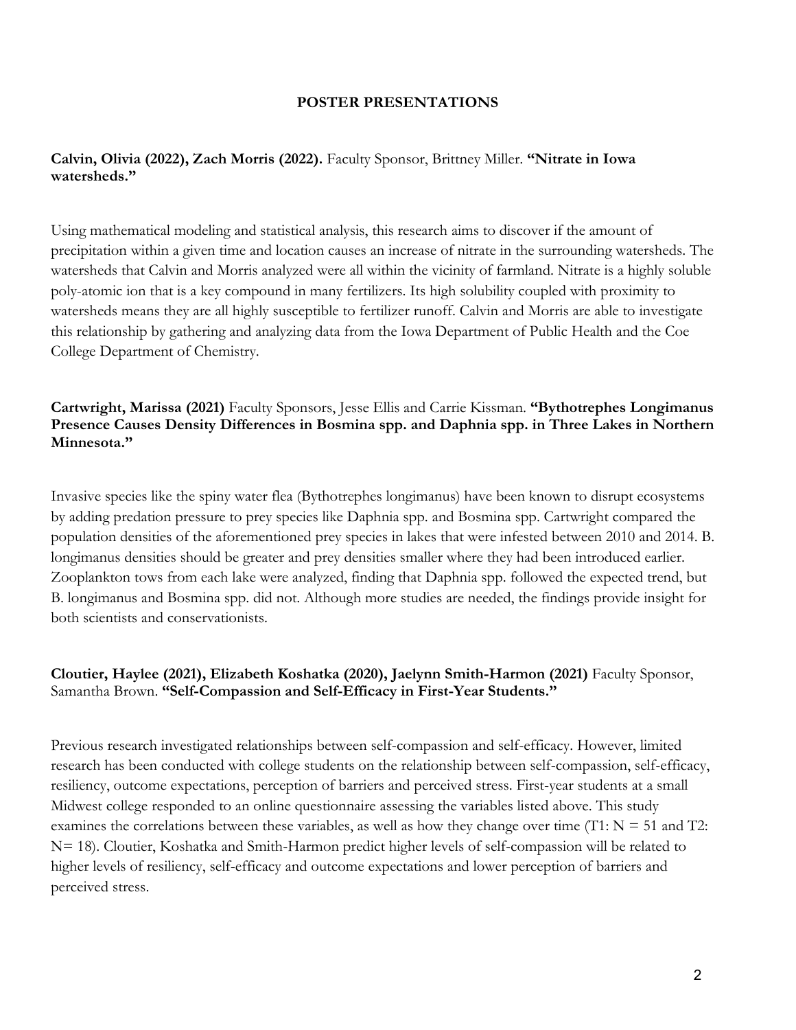## POSTER PRESENTATIONS

**Calvin, Olivia (2022), Zach Morris (2022).** Faculty Sponsor, Brittney Miller. **"Nitrate in Iowa watersheds."**

Using mathematical modeling and statistical analysis, this research aims to discover if the amount of precipitation within a given time and location causes an increase of nitrate in the surrounding watersheds. The watersheds that Calvin and Morris analyzed were all within the vicinity of farmland. Nitrate is a highly soluble poly-atomic ion that is a key compound in many fertilizers. Its high solubility coupled with proximity to watersheds means they are all highly susceptible to fertilizer runoff. Calvin and Morris are able to investigate this relationship by gathering and analyzing data from the Iowa Department of Public Health and the Coe College Department of Chemistry.

**Cartwright, Marissa (2021)** Faculty Sponsors, Jesse Ellis and Carrie Kissman. **"Bythotrephes Longimanus Presence Causes Density Differences in Bosmina spp. and Daphnia spp. in Three Lakes in Northern Minnesota."**

Invasive species like the spiny water flea (Bythotrephes longimanus) have been known to disrupt ecosystems by adding predation pressure to prey species like Daphnia spp. and Bosmina spp. Cartwright compared the population densities of the aforementioned prey species in lakes that were infested between 2010 and 2014. B. longimanus densities should be greater and prey densities smaller where they had been introduced earlier. Zooplankton tows from each lake were analyzed, finding that Daphnia spp. followed the expected trend, but B. longimanus and Bosmina spp. did not. Although more studies are needed, the findings provide insight for both scientists and conservationists.

**Cloutier, Haylee (2021), Elizabeth Koshatka (2020), Jaelynn Smith-Harmon (2021)** Faculty Sponsor, Samantha Brown. **"Self-Compassion and Self-Efficacy in First-Year Students."**

Previous research investigated relationships between self-compassion and self-efficacy. However, limited research has been conducted with college students on the relationship between self-compassion, self-efficacy, resiliency, outcome expectations, perception of barriers and perceived stress. First-year students at a small Midwest college responded to an online questionnaire assessing the variables listed above. This study examines the correlations between these variables, as well as how they change over time (T1: $N = 51$ and T2: $N = 18$). Cloutier, Koshatka and Smith-Harmon predict higher levels of self-compassion will be related to higher levels of resiliency, self-efficacy and outcome expectations and lower perception of barriers and perceived stress.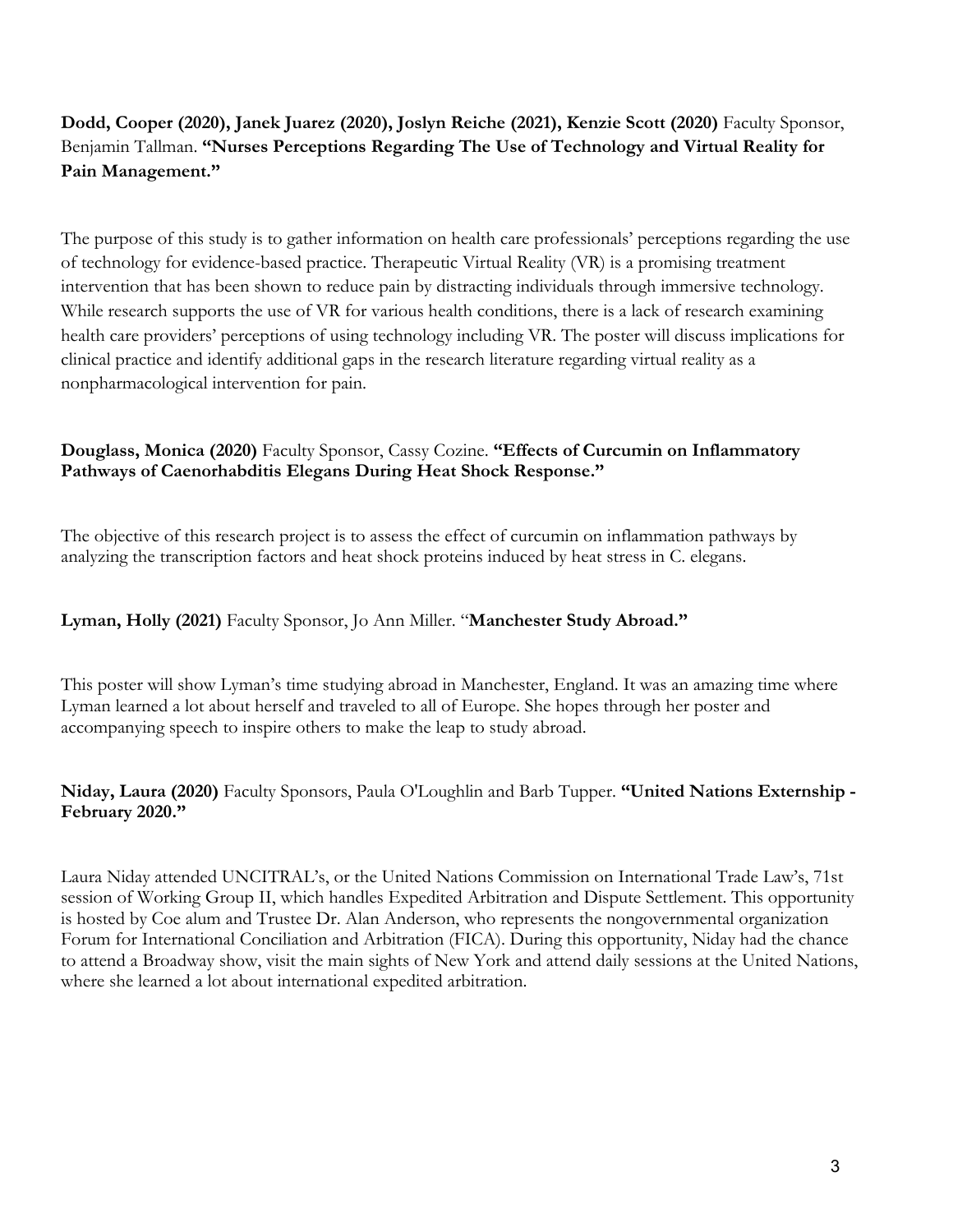**Dodd, Cooper (2020), Janek Juarez (2020), Joslyn Reiche (2021), Kenzie Scott (2020)** Faculty Sponsor, Benjamin Tallman. **"Nurses Perceptions Regarding The Use of Technology and Virtual Reality for Pain Management."**

The purpose of this study is to gather information on health care professionals' perceptions regarding the use of technology for evidence-based practice. Therapeutic Virtual Reality (VR) is a promising treatment intervention that has been shown to reduce pain by distracting individuals through immersive technology. While research supports the use of VR for various health conditions, there is a lack of research examining health care providers' perceptions of using technology including VR. The poster will discuss implications for clinical practice and identify additional gaps in the research literature regarding virtual reality as a nonpharmacological intervention for pain.

**Douglass, Monica (2020)** Faculty Sponsor, Cassy Cozine. **"Effects of Curcumin on Inflammatory Pathways of Caenorhabditis Elegans During Heat Shock Response."**

The objective of this research project is to assess the effect of curcumin on inflammation pathways by analyzing the transcription factors and heat shock proteins induced by heat stress in C. elegans.

**Lyman, Holly (2021)** Faculty Sponsor, Jo Ann Miller. "**Manchester Study Abroad."**

This poster will show Lyman's time studying abroad in Manchester, England. It was an amazing time where Lyman learned a lot about herself and traveled to all of Europe. She hopes through her poster and accompanying speech to inspire others to make the leap to study abroad.

**Niday, Laura (2020)** Faculty Sponsors, Paula O'Loughlin and Barb Tupper. **"United Nations Externship - February 2020."**

Laura Niday attended UNCITRAL's, or the United Nations Commission on International Trade Law's, 71st session of Working Group II, which handles Expedited Arbitration and Dispute Settlement. This opportunity is hosted by Coe alum and Trustee Dr. Alan Anderson, who represents the nongovernmental organization Forum for International Conciliation and Arbitration (FICA). During this opportunity, Niday had the chance to attend a Broadway show, visit the main sights of New York and attend daily sessions at the United Nations, where she learned a lot about international expedited arbitration.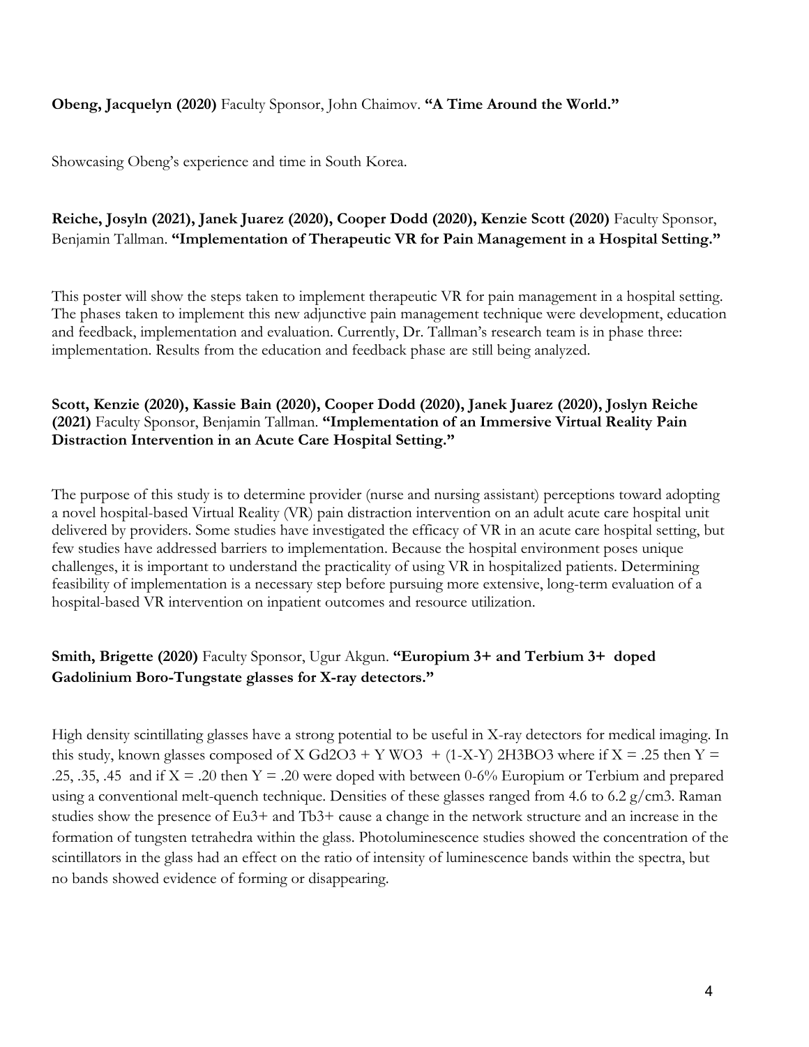**Obeng, Jacquelyn (2020)** Faculty Sponsor, John Chaimov. **"A Time Around the World."**

Showcasing Obeng's experience and time in South Korea.

**Reiche, Josyln (2021), Janek Juarez (2020), Cooper Dodd (2020), Kenzie Scott (2020)** Faculty Sponsor, Benjamin Tallman. **"Implementation of Therapeutic VR for Pain Management in a Hospital Setting."**

This poster will show the steps taken to implement therapeutic VR for pain management in a hospital setting. The phases taken to implement this new adjunctive pain management technique were development, education and feedback, implementation and evaluation. Currently, Dr. Tallman's research team is in phase three: implementation. Results from the education and feedback phase are still being analyzed.

**Scott, Kenzie (2020), Kassie Bain (2020), Cooper Dodd (2020), Janek Juarez (2020), Joslyn Reiche (2021)** Faculty Sponsor, Benjamin Tallman. **"Implementation of an Immersive Virtual Reality Pain Distraction Intervention in an Acute Care Hospital Setting."**

The purpose of this study is to determine provider (nurse and nursing assistant) perceptions toward adopting a novel hospital-based Virtual Reality (VR) pain distraction intervention on an adult acute care hospital unit delivered by providers. Some studies have investigated the efficacy of VR in an acute care hospital setting, but few studies have addressed barriers to implementation. Because the hospital environment poses unique challenges, it is important to understand the practicality of using VR in hospitalized patients. Determining feasibility of implementation is a necessary step before pursuing more extensive, long-term evaluation of a hospital-based VR intervention on inpatient outcomes and resource utilization.

**Smith, Brigette (2020)** Faculty Sponsor, Ugur Akgun. **"Europium 3+ and Terbium 3+ doped Gadolinium Boro-Tungstate glasses for X-ray detectors."**

High density scintillating glasses have a strong potential to be useful in X-ray detectors for medical imaging. In this study, known glasses composed of X $Gd_2O_3$ + Y $WO_3$ + (1-X-Y) $2H_3BO_3$ where if X = .25 then Y = .25, .35, .45 and if X = .20 then Y = .20 were doped with between 0-6% Europium or Terbium and prepared using a conventional melt-quench technique. Densities of these glasses ranged from 4.6 to 6.2 g/cm3. Raman studies show the presence of $Eu^{3+}$ and $Tb^{3+}$ cause a change in the network structure and an increase in the formation of tungsten tetrahedra within the glass. Photoluminescence studies showed the concentration of the scintillators in the glass had an effect on the ratio of intensity of luminescence bands within the spectra, but no bands showed evidence of forming or disappearing.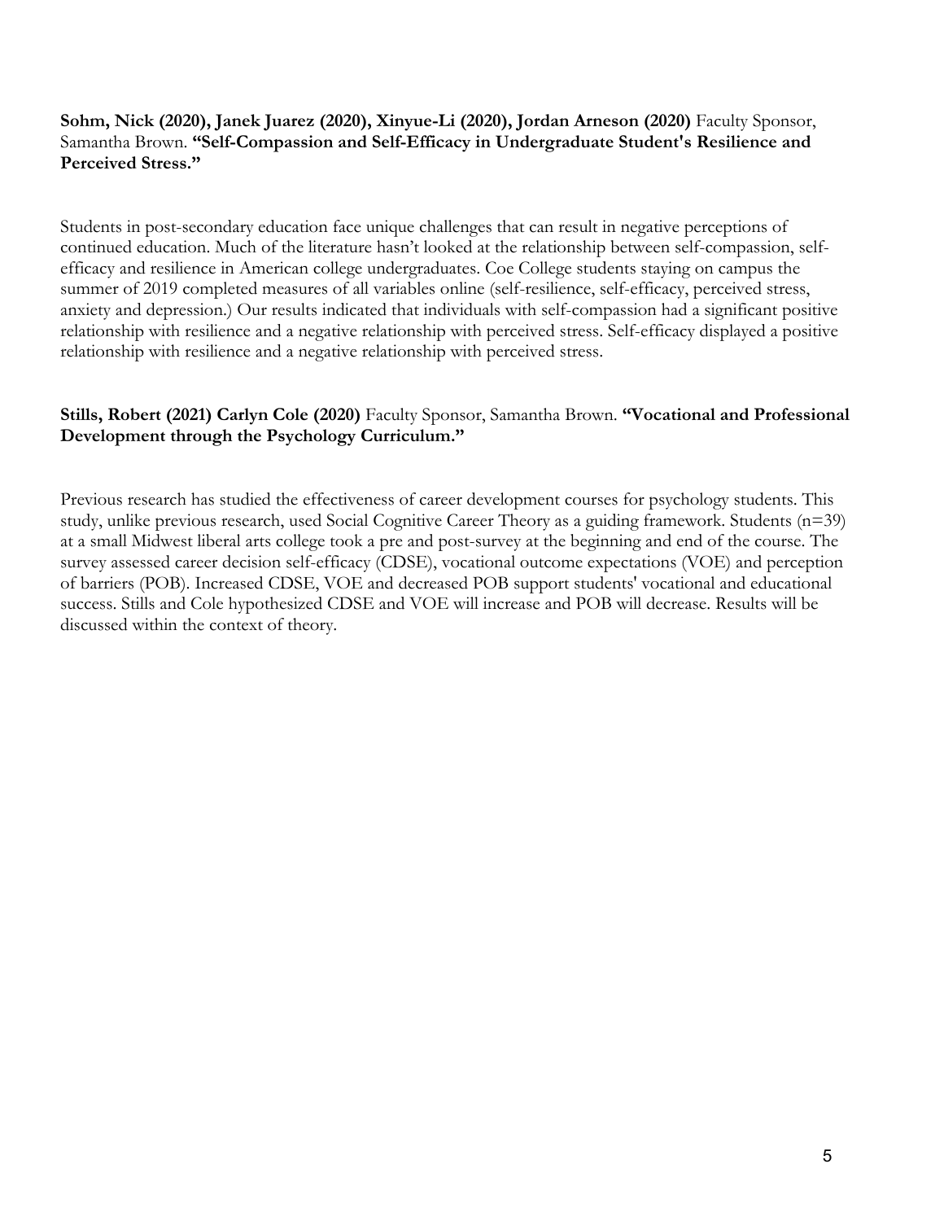**Sohm, Nick (2020), Janek Juarez (2020), Xinyue-Li (2020), Jordan Arneson (2020)** Faculty Sponsor, Samantha Brown. **"Self-Compassion and Self-Efficacy in Undergraduate Student's Resilience and Perceived Stress."**

Students in post-secondary education face unique challenges that can result in negative perceptions of continued education. Much of the literature hasn't looked at the relationship between self-compassion, self-efficacy and resilience in American college undergraduates. Coe College students staying on campus the summer of 2019 completed measures of all variables online (self-resilience, self-efficacy, perceived stress, anxiety and depression.) Our results indicated that individuals with self-compassion had a significant positive relationship with resilience and a negative relationship with perceived stress. Self-efficacy displayed a positive relationship with resilience and a negative relationship with perceived stress.

**Stills, Robert (2021) Carlyn Cole (2020)** Faculty Sponsor, Samantha Brown. **"Vocational and Professional Development through the Psychology Curriculum."**

Previous research has studied the effectiveness of career development courses for psychology students. This study, unlike previous research, used Social Cognitive Career Theory as a guiding framework. Students (n=39) at a small Midwest liberal arts college took a pre and post-survey at the beginning and end of the course. The survey assessed career decision self-efficacy (CDSE), vocational outcome expectations (VOE) and perception of barriers (POB). Increased CDSE, VOE and decreased POB support students' vocational and educational success. Stills and Cole hypothesized CDSE and VOE will increase and POB will decrease. Results will be discussed within the context of theory.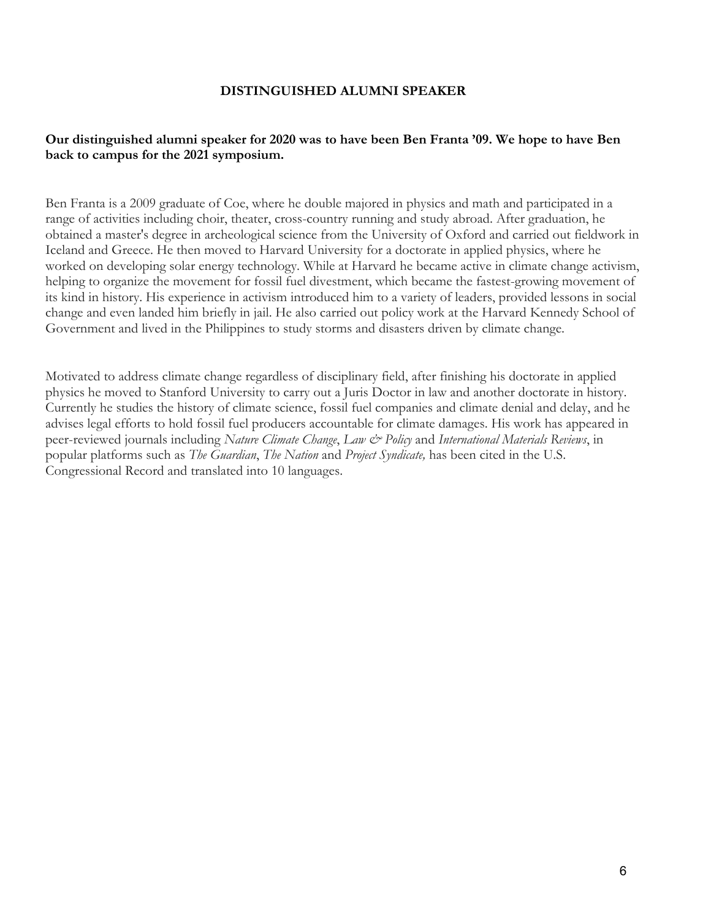## DISTINGUISHED ALUMNI SPEAKER

**Our distinguished alumni speaker for 2020 was to have been Ben Franta '09. We hope to have Ben back to campus for the 2021 symposium.**

Ben Franta is a 2009 graduate of Coe, where he double majored in physics and math and participated in a range of activities including choir, theater, cross-country running and study abroad. After graduation, he obtained a master's degree in archeological science from the University of Oxford and carried out fieldwork in Iceland and Greece. He then moved to Harvard University for a doctorate in applied physics, where he worked on developing solar energy technology. While at Harvard he became active in climate change activism, helping to organize the movement for fossil fuel divestment, which became the fastest-growing movement of its kind in history. His experience in activism introduced him to a variety of leaders, provided lessons in social change and even landed him briefly in jail. He also carried out policy work at the Harvard Kennedy School of Government and lived in the Philippines to study storms and disasters driven by climate change.

Motivated to address climate change regardless of disciplinary field, after finishing his doctorate in applied physics he moved to Stanford University to carry out a Juris Doctor in law and another doctorate in history. Currently he studies the history of climate science, fossil fuel companies and climate denial and delay, and he advises legal efforts to hold fossil fuel producers accountable for climate damages. His work has appeared in peer-reviewed journals including *Nature Climate Change*, *Law & Policy* and *International Materials Reviews*, in popular platforms such as *The Guardian*, *The Nation* and *Project Syndicate,* has been cited in the U.S. Congressional Record and translated into 10 languages.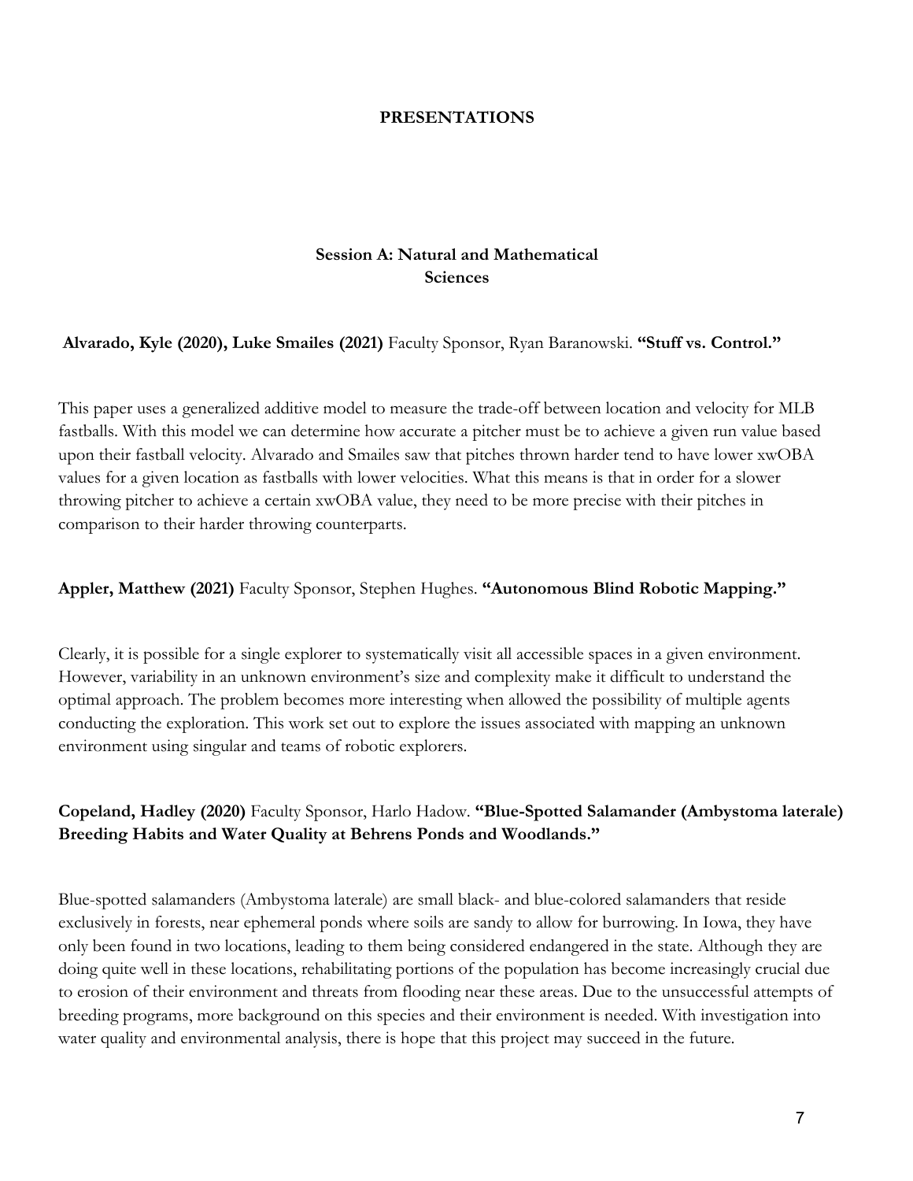# PRESENTATIONS

## Session A: Natural and Mathematical Sciences

**Alvarado, Kyle (2020), Luke Smailes (2021)** Faculty Sponsor, Ryan Baranowski. **"Stuff vs. Control."**

This paper uses a generalized additive model to measure the trade-off between location and velocity for MLB fastballs. With this model we can determine how accurate a pitcher must be to achieve a given run value based upon their fastball velocity. Alvarado and Smailes saw that pitches thrown harder tend to have lower xwOBA values for a given location as fastballs with lower velocities. What this means is that in order for a slower throwing pitcher to achieve a certain xwOBA value, they need to be more precise with their pitches in comparison to their harder throwing counterparts.

**Appler, Matthew (2021)** Faculty Sponsor, Stephen Hughes. **"Autonomous Blind Robotic Mapping."**

Clearly, it is possible for a single explorer to systematically visit all accessible spaces in a given environment. However, variability in an unknown environment's size and complexity make it difficult to understand the optimal approach. The problem becomes more interesting when allowed the possibility of multiple agents conducting the exploration. This work set out to explore the issues associated with mapping an unknown environment using singular and teams of robotic explorers.

**Copeland, Hadley (2020)** Faculty Sponsor, Harlo Hadow. **"Blue-Spotted Salamander (Ambystoma laterale) Breeding Habits and Water Quality at Behrens Ponds and Woodlands."**

Blue-spotted salamanders (Ambystoma laterale) are small black- and blue-colored salamanders that reside exclusively in forests, near ephemeral ponds where soils are sandy to allow for burrowing. In Iowa, they have only been found in two locations, leading to them being considered endangered in the state. Although they are doing quite well in these locations, rehabilitating portions of the population has become increasingly crucial due to erosion of their environment and threats from flooding near these areas. Due to the unsuccessful attempts of breeding programs, more background on this species and their environment is needed. With investigation into water quality and environmental analysis, there is hope that this project may succeed in the future.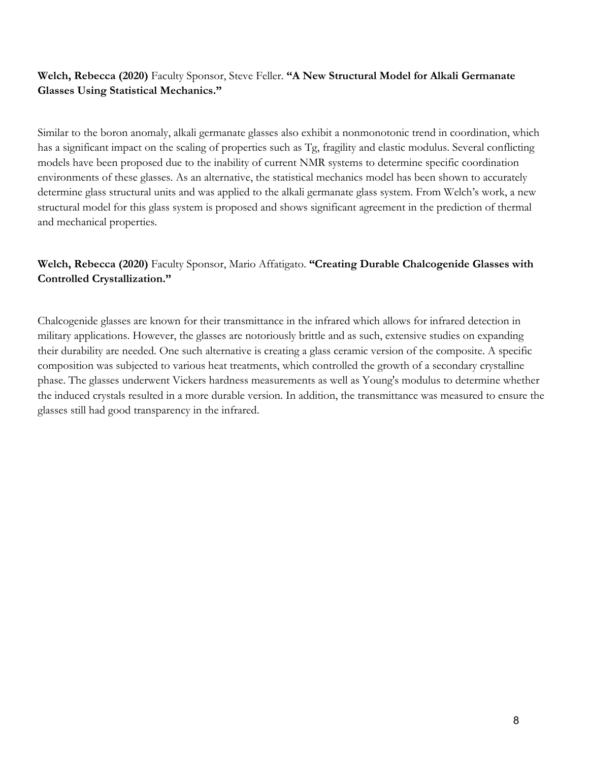**Welch, Rebecca (2020)** Faculty Sponsor, Steve Feller. **"A New Structural Model for Alkali Germanate Glasses Using Statistical Mechanics."**

Similar to the boron anomaly, alkali germanate glasses also exhibit a nonmonotonic trend in coordination, which has a significant impact on the scaling of properties such as Tg, fragility and elastic modulus. Several conflicting models have been proposed due to the inability of current NMR systems to determine specific coordination environments of these glasses. As an alternative, the statistical mechanics model has been shown to accurately determine glass structural units and was applied to the alkali germanate glass system. From Welch's work, a new structural model for this glass system is proposed and shows significant agreement in the prediction of thermal and mechanical properties.

**Welch, Rebecca (2020)** Faculty Sponsor, Mario Affatigato. **"Creating Durable Chalcogenide Glasses with Controlled Crystallization."**

Chalcogenide glasses are known for their transmittance in the infrared which allows for infrared detection in military applications. However, the glasses are notoriously brittle and as such, extensive studies on expanding their durability are needed. One such alternative is creating a glass ceramic version of the composite. A specific composition was subjected to various heat treatments, which controlled the growth of a secondary crystalline phase. The glasses underwent Vickers hardness measurements as well as Young's modulus to determine whether the induced crystals resulted in a more durable version. In addition, the transmittance was measured to ensure the glasses still had good transparency in the infrared.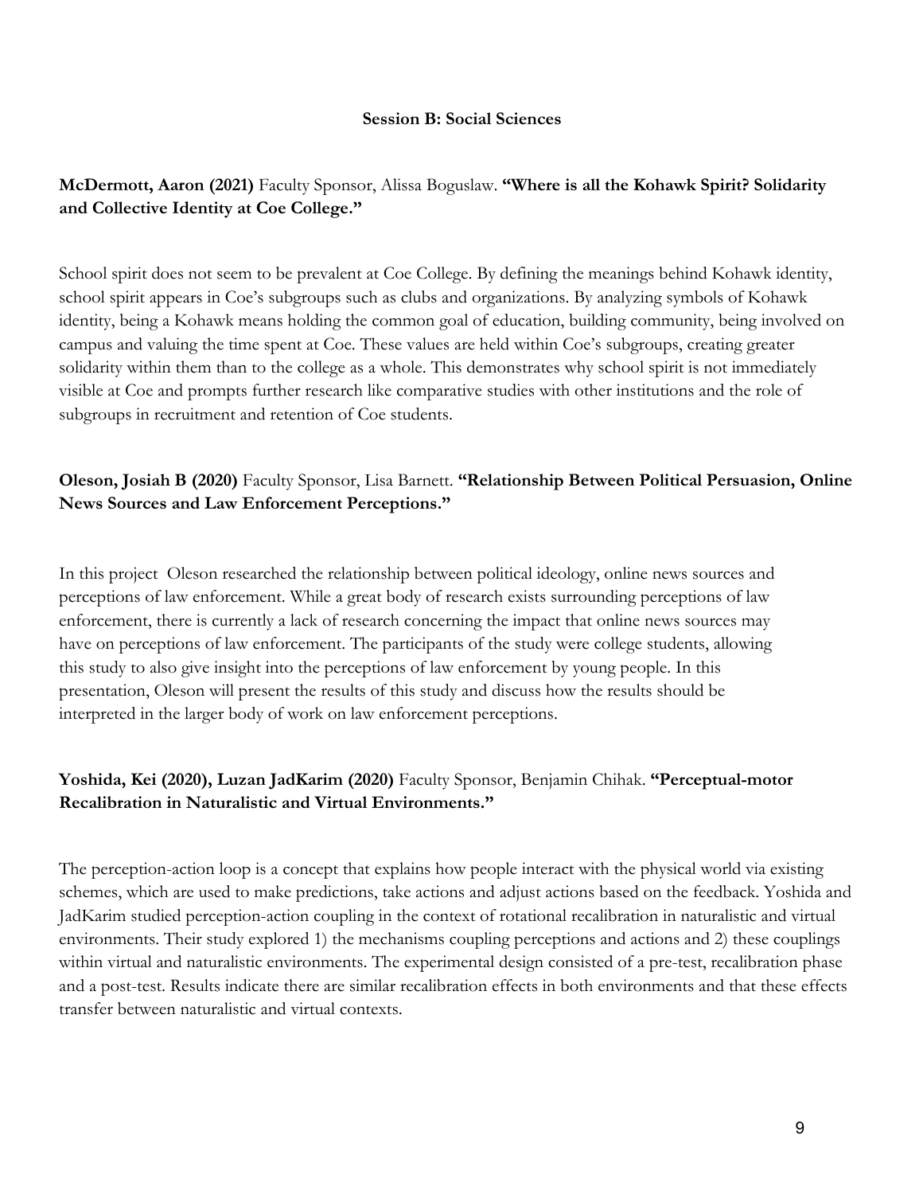## Session B: Social Sciences

**McDermott, Aaron (2021)** Faculty Sponsor, Alissa Boguslaw. **"Where is all the Kohawk Spirit? Solidarity and Collective Identity at Coe College."**

School spirit does not seem to be prevalent at Coe College. By defining the meanings behind Kohawk identity, school spirit appears in Coe's subgroups such as clubs and organizations. By analyzing symbols of Kohawk identity, being a Kohawk means holding the common goal of education, building community, being involved on campus and valuing the time spent at Coe. These values are held within Coe's subgroups, creating greater solidarity within them than to the college as a whole. This demonstrates why school spirit is not immediately visible at Coe and prompts further research like comparative studies with other institutions and the role of subgroups in recruitment and retention of Coe students.

**Oleson, Josiah B (2020)** Faculty Sponsor, Lisa Barnett. **"Relationship Between Political Persuasion, Online News Sources and Law Enforcement Perceptions."**

In this project Oleson researched the relationship between political ideology, online news sources and perceptions of law enforcement. While a great body of research exists surrounding perceptions of law enforcement, there is currently a lack of research concerning the impact that online news sources may have on perceptions of law enforcement. The participants of the study were college students, allowing this study to also give insight into the perceptions of law enforcement by young people. In this presentation, Oleson will present the results of this study and discuss how the results should be interpreted in the larger body of work on law enforcement perceptions.

**Yoshida, Kei (2020), Luzan JadKarim (2020)** Faculty Sponsor, Benjamin Chihak. **"Perceptual-motor Recalibration in Naturalistic and Virtual Environments."**

The perception-action loop is a concept that explains how people interact with the physical world via existing schemes, which are used to make predictions, take actions and adjust actions based on the feedback. Yoshida and JadKarim studied perception-action coupling in the context of rotational recalibration in naturalistic and virtual environments. Their study explored 1) the mechanisms coupling perceptions and actions and 2) these couplings within virtual and naturalistic environments. The experimental design consisted of a pre-test, recalibration phase and a post-test. Results indicate there are similar recalibration effects in both environments and that these effects transfer between naturalistic and virtual contexts.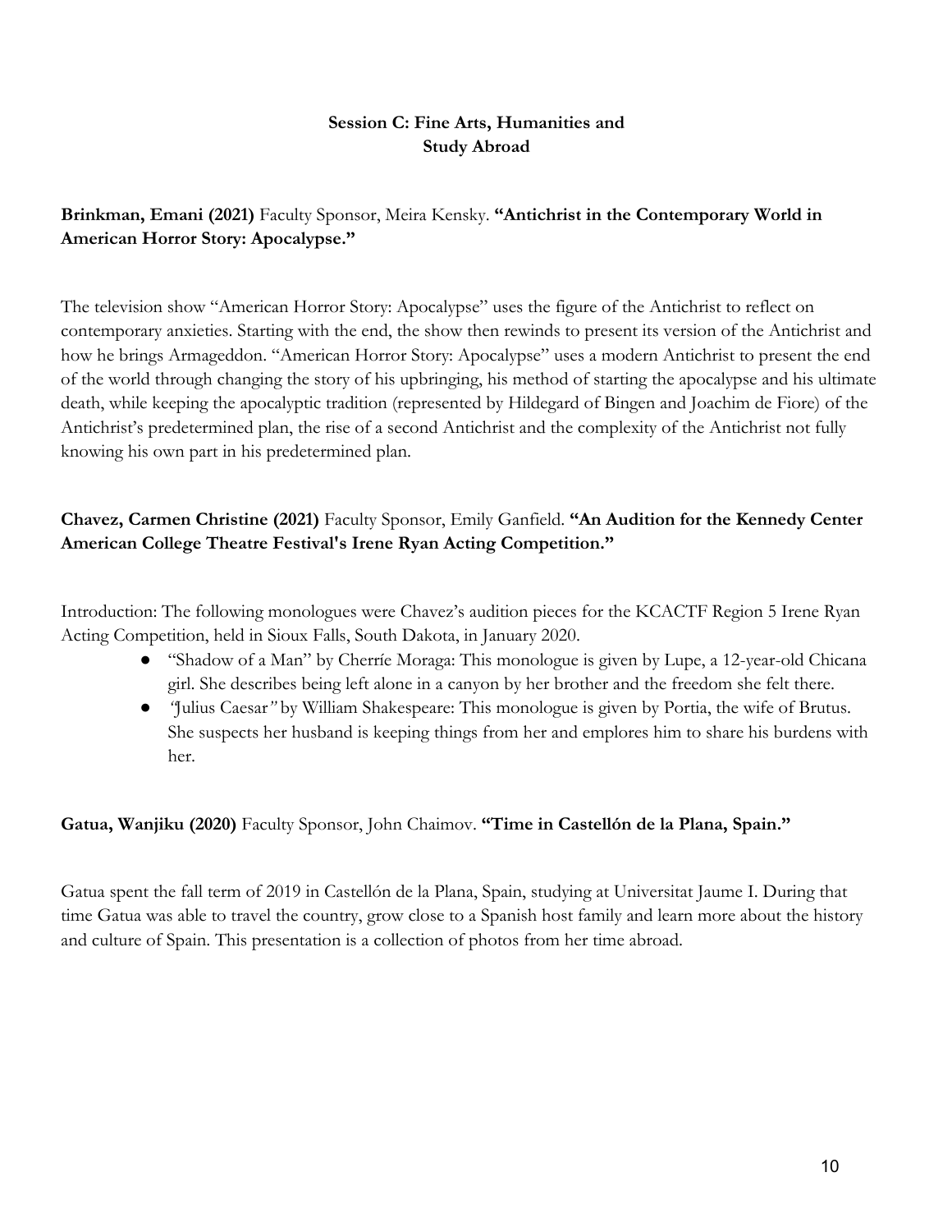## Session C: Fine Arts, Humanities and Study Abroad

**Brinkman, Emani (2021)** Faculty Sponsor, Meira Kensky. **"Antichrist in the Contemporary World in American Horror Story: Apocalypse."**

The television show "American Horror Story: Apocalypse" uses the figure of the Antichrist to reflect on contemporary anxieties. Starting with the end, the show then rewinds to present its version of the Antichrist and how he brings Armageddon. "American Horror Story: Apocalypse" uses a modern Antichrist to present the end of the world through changing the story of his upbringing, his method of starting the apocalypse and his ultimate death, while keeping the apocalyptic tradition (represented by Hildegard of Bingen and Joachim de Fiore) of the Antichrist's predetermined plan, the rise of a second Antichrist and the complexity of the Antichrist not fully knowing his own part in his predetermined plan.

**Chavez, Carmen Christine (2021)** Faculty Sponsor, Emily Ganfield. **"An Audition for the Kennedy Center American College Theatre Festival's Irene Ryan Acting Competition."**

Introduction: The following monologues were Chavez's audition pieces for the KCACTF Region 5 Irene Ryan Acting Competition, held in Sioux Falls, South Dakota, in January 2020.

- "Shadow of a Man" by Cherríe Moraga: This monologue is given by Lupe, a 12-year-old Chicana girl. She describes being left alone in a canyon by her brother and the freedom she felt there.
- *"Julius Caesar"* by William Shakespeare: This monologue is given by Portia, the wife of Brutus. She suspects her husband is keeping things from her and emplores him to share his burdens with her.

**Gatua, Wanjiku (2020)** Faculty Sponsor, John Chaimov. **"Time in Castellón de la Plana, Spain."**

Gatua spent the fall term of 2019 in Castellón de la Plana, Spain, studying at Universitat Jaume I. During that time Gatua was able to travel the country, grow close to a Spanish host family and learn more about the history and culture of Spain. This presentation is a collection of photos from her time abroad.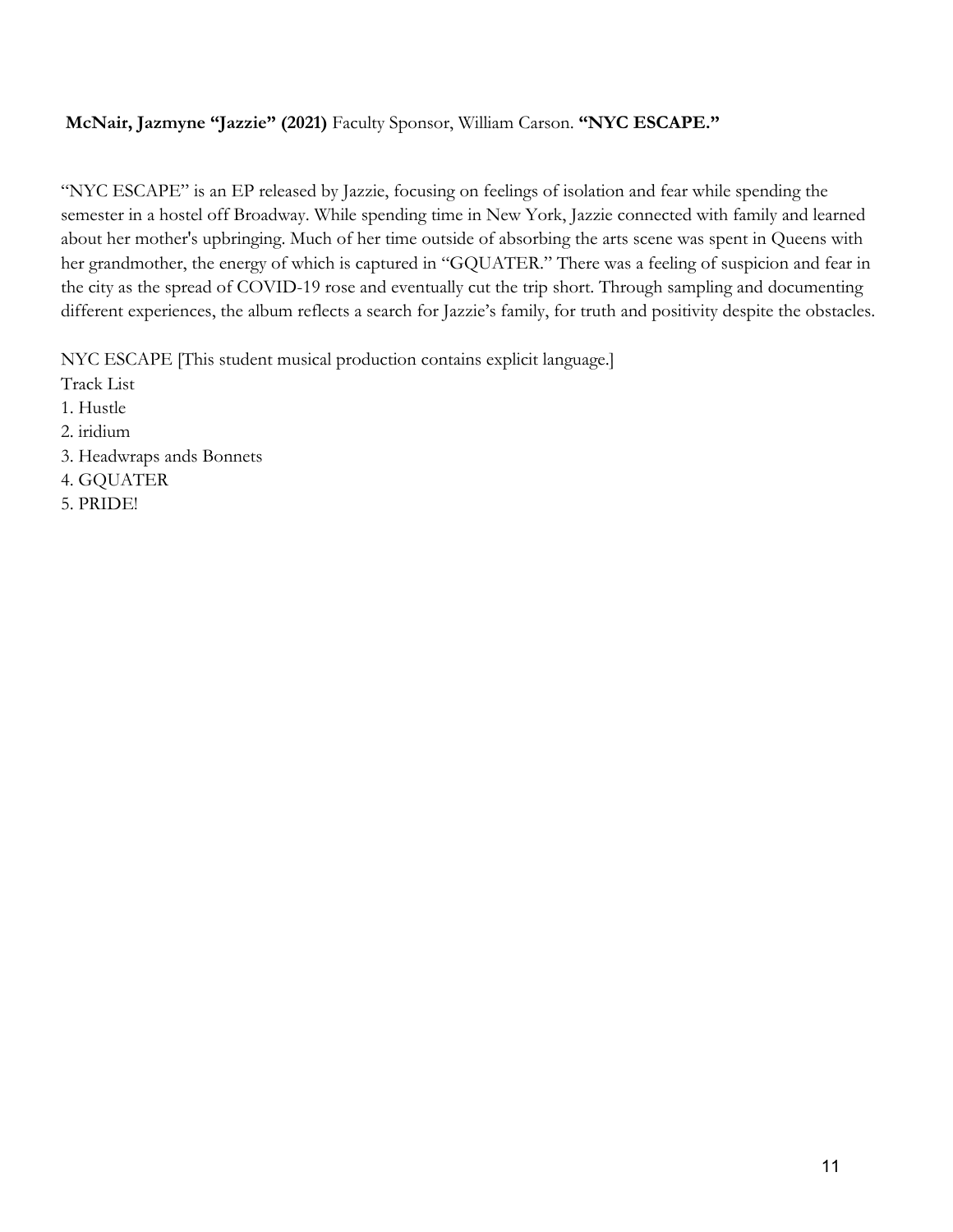**McNair, Jazmyne "Jazzie" (2021)** Faculty Sponsor, William Carson. **"NYC ESCAPE."**

"NYC ESCAPE" is an EP released by Jazzie, focusing on feelings of isolation and fear while spending the semester in a hostel off Broadway. While spending time in New York, Jazzie connected with family and learned about her mother's upbringing. Much of her time outside of absorbing the arts scene was spent in Queens with her grandmother, the energy of which is captured in "GQUATER." There was a feeling of suspicion and fear in the city as the spread of COVID-19 rose and eventually cut the trip short. Through sampling and documenting different experiences, the album reflects a search for Jazzie's family, for truth and positivity despite the obstacles.

NYC ESCAPE [This student musical production contains explicit language.]

Track List

1. Hustle
2. iridium
3. Headwraps ands Bonnets
4. GQUATER
5. PRIDE!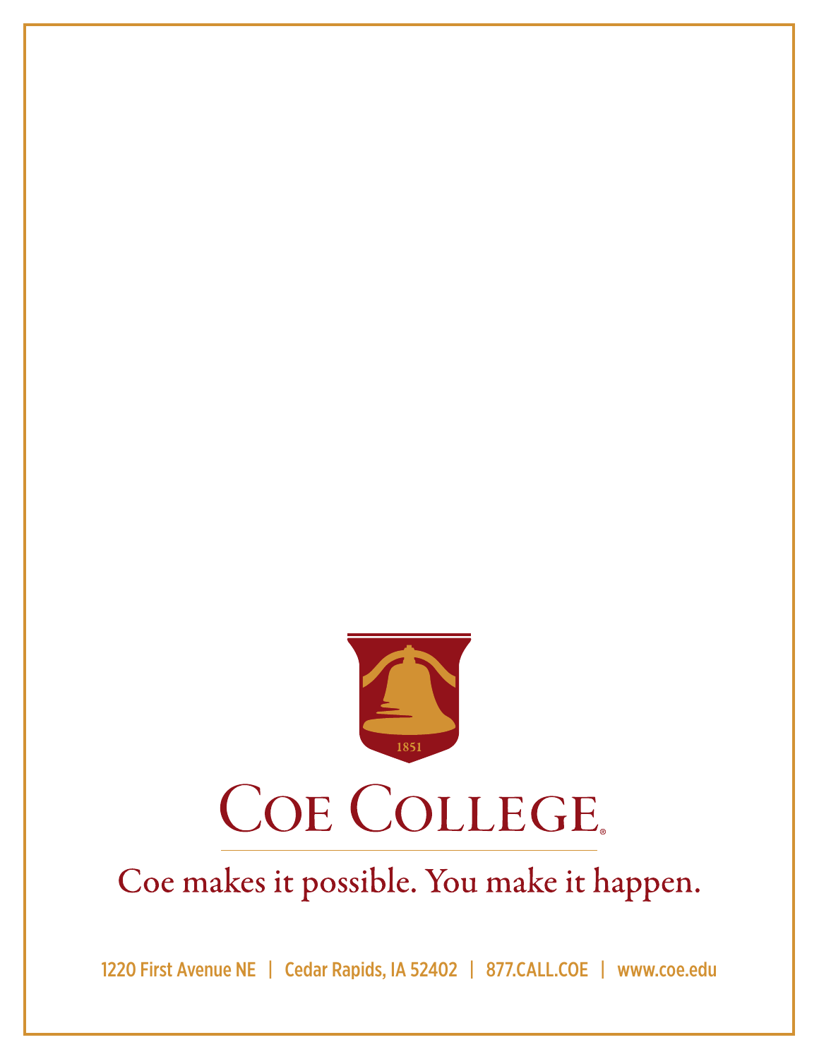1851

# Coe College®

Coe makes it possible. You make it happen.

1220 First Avenue NE | Cedar Rapids, IA 52402 | 877.CALL.COE | www.coe.edu